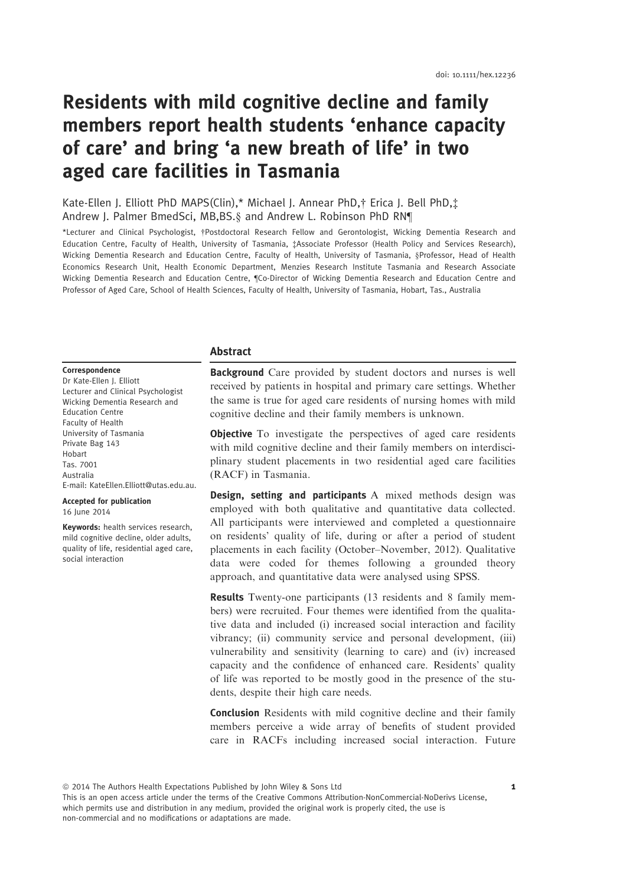doi: 10.1111/hex.12236

# Residents with mild cognitive decline and family members report health students 'enhance capacity of care' and bring 'a new breath of life' in two aged care facilities in Tasmania

Kate-Ellen J. Elliott PhD MAPS(Clin),* Michael J. Annear PhD,† Erica J. Bell PhD,‡ Andrew J. Palmer BmedSci, MB,BS.§ and Andrew L. Robinson PhD RN¶

*Lecturer and Clinical Psychologist, †Postdoctoral Research Fellow and Gerontologist, Wicking Dementia Research and Education Centre, Faculty of Health, University of Tasmania, ‡Associate Professor (Health Policy and Services Research), Wicking Dementia Research and Education Centre, Faculty of Health, University of Tasmania, §Professor, Head of Health Economics Research Unit, Health Economic Department, Menzies Research Institute Tasmania and Research Associate Wicking Dementia Research and Education Centre, ¶Co-Director of Wicking Dementia Research and Education Centre and Professor of Aged Care, School of Health Sciences, Faculty of Health, University of Tasmania, Hobart, Tas., Australia

**Correspondence**
Dr Kate-Ellen J. Elliott
Lecturer and Clinical Psychologist
Wicking Dementia Research and Education Centre
Faculty of Health
University of Tasmania
Private Bag 143
Hobart
Tas. 7001
Australia
E-mail: KateEllen.Elliott@utas.edu.au.

**Accepted for publication**
16 June 2014

**Keywords:** health services research, mild cognitive decline, older adults, quality of life, residential aged care, social interaction

## Abstract

**Background** Care provided by student doctors and nurses is well received by patients in hospital and primary care settings. Whether the same is true for aged care residents of nursing homes with mild cognitive decline and their family members is unknown.

**Objective** To investigate the perspectives of aged care residents with mild cognitive decline and their family members on interdisciplinary student placements in two residential aged care facilities (RACF) in Tasmania.

**Design, setting and participants** A mixed methods design was employed with both qualitative and quantitative data collected. All participants were interviewed and completed a questionnaire on residents' quality of life, during or after a period of student placements in each facility (October–November, 2012). Qualitative data were coded for themes following a grounded theory approach, and quantitative data were analysed using SPSS.

**Results** Twenty-one participants (13 residents and 8 family members) were recruited. Four themes were identified from the qualitative data and included (i) increased social interaction and facility vibrancy; (ii) community service and personal development, (iii) vulnerability and sensitivity (learning to care) and (iv) increased capacity and the confidence of enhanced care. Residents' quality of life was reported to be mostly good in the presence of the students, despite their high care needs.

**Conclusion** Residents with mild cognitive decline and their family members perceive a wide array of benefits of student provided care in RACFs including increased social interaction. Future

© 2014 The Authors Health Expectations Published by John Wiley & Sons Ltd
This is an open access article under the terms of the Creative Commons Attribution-NonCommercial-NoDerivs License, which permits use and distribution in any medium, provided the original work is properly cited, the use is non-commercial and no modifications or adaptations are made.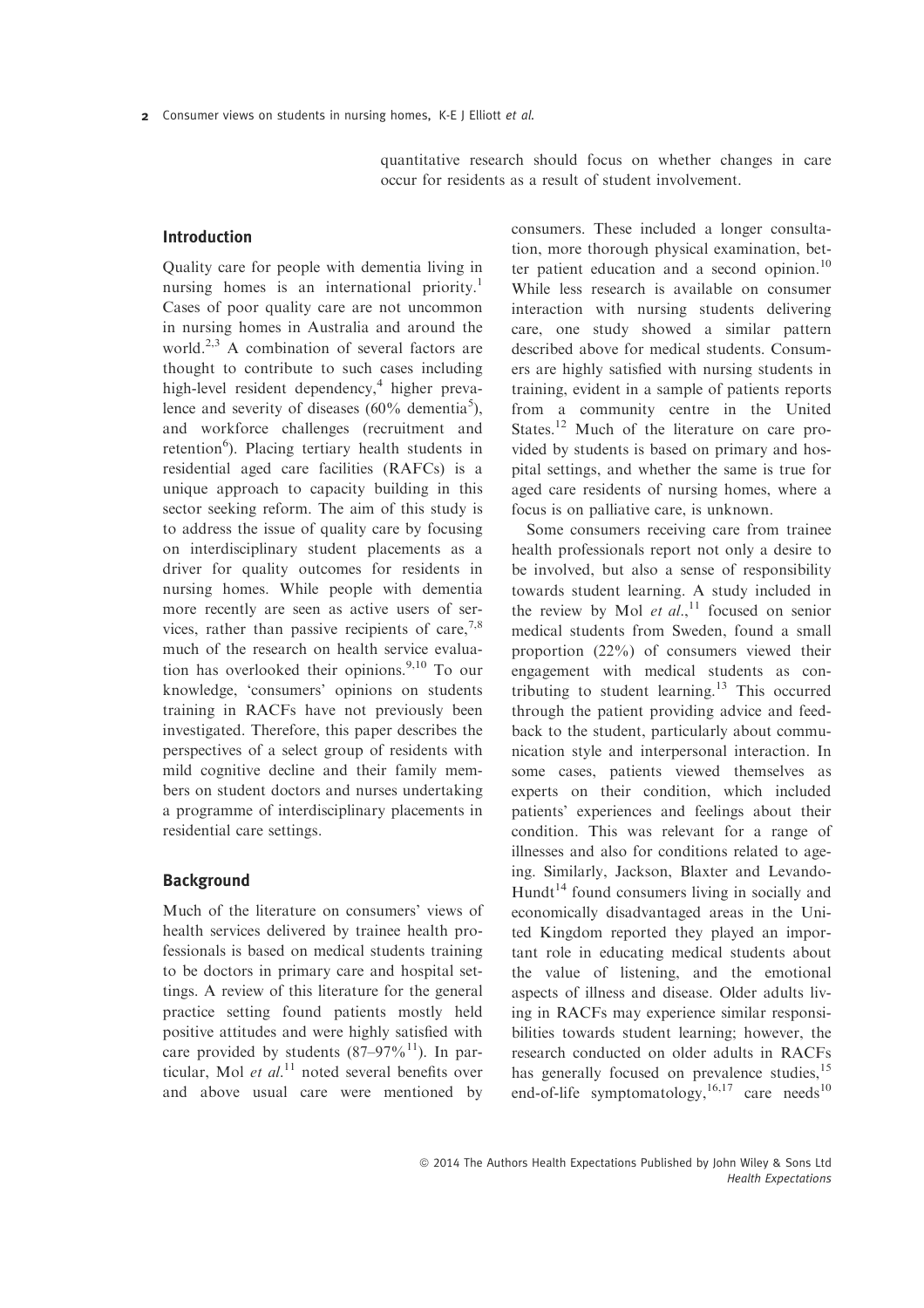quantitative research should focus on whether changes in care occur for residents as a result of student involvement.

## Introduction

Quality care for people with dementia living in nursing homes is an international priority.[1] Cases of poor quality care are not uncommon in nursing homes in Australia and around the world.[2,3] A combination of several factors are thought to contribute to such cases including high-level resident dependency,[4] higher prevalence and severity of diseases (60% dementia[5]), and workforce challenges (recruitment and retention[6]). Placing tertiary health students in residential aged care facilities (RAFCs) is a unique approach to capacity building in this sector seeking reform. The aim of this study is to address the issue of quality care by focusing on interdisciplinary student placements as a driver for quality outcomes for residents in nursing homes. While people with dementia more recently are seen as active users of services, rather than passive recipients of care,[7,8] much of the research on health service evaluation has overlooked their opinions.[9,10] To our knowledge, 'consumers' opinions on students training in RACFs have not previously been investigated. Therefore, this paper describes the perspectives of a select group of residents with mild cognitive decline and their family members on student doctors and nurses undertaking a programme of interdisciplinary placements in residential care settings.

## Background

Much of the literature on consumers' views of health services delivered by trainee health professionals is based on medical students training to be doctors in primary care and hospital settings. A review of this literature for the general practice setting found patients mostly held positive attitudes and were highly satisfied with care provided by students (87–97%[11]). In particular, Mol *et al*.[11] noted several benefits over and above usual care were mentioned by consumers. These included a longer consultation, more thorough physical examination, better patient education and a second opinion.[10] While less research is available on consumer interaction with nursing students delivering care, one study showed a similar pattern described above for medical students. Consumers are highly satisfied with nursing students in training, evident in a sample of patients reports from a community centre in the United States.[12] Much of the literature on care provided by students is based on primary and hospital settings, and whether the same is true for aged care residents of nursing homes, where a focus is on palliative care, is unknown.

Some consumers receiving care from trainee health professionals report not only a desire to be involved, but also a sense of responsibility towards student learning. A study included in the review by Mol *et al*.,[11] focused on senior medical students from Sweden, found a small proportion (22%) of consumers viewed their engagement with medical students as contributing to student learning.[13] This occurred through the patient providing advice and feedback to the student, particularly about communication style and interpersonal interaction. In some cases, patients viewed themselves as experts on their condition, which included patients' experiences and feelings about their condition. This was relevant for a range of illnesses and also for conditions related to ageing. Similarly, Jackson, Blaxter and Levando-Hundt[14] found consumers living in socially and economically disadvantaged areas in the United Kingdom reported they played an important role in educating medical students about the value of listening, and the emotional aspects of illness and disease. Older adults living in RACFs may experience similar responsibilities towards student learning; however, the research conducted on older adults in RACFs has generally focused on prevalence studies,[15] end-of-life symptomatology,[16,17] care needs[10]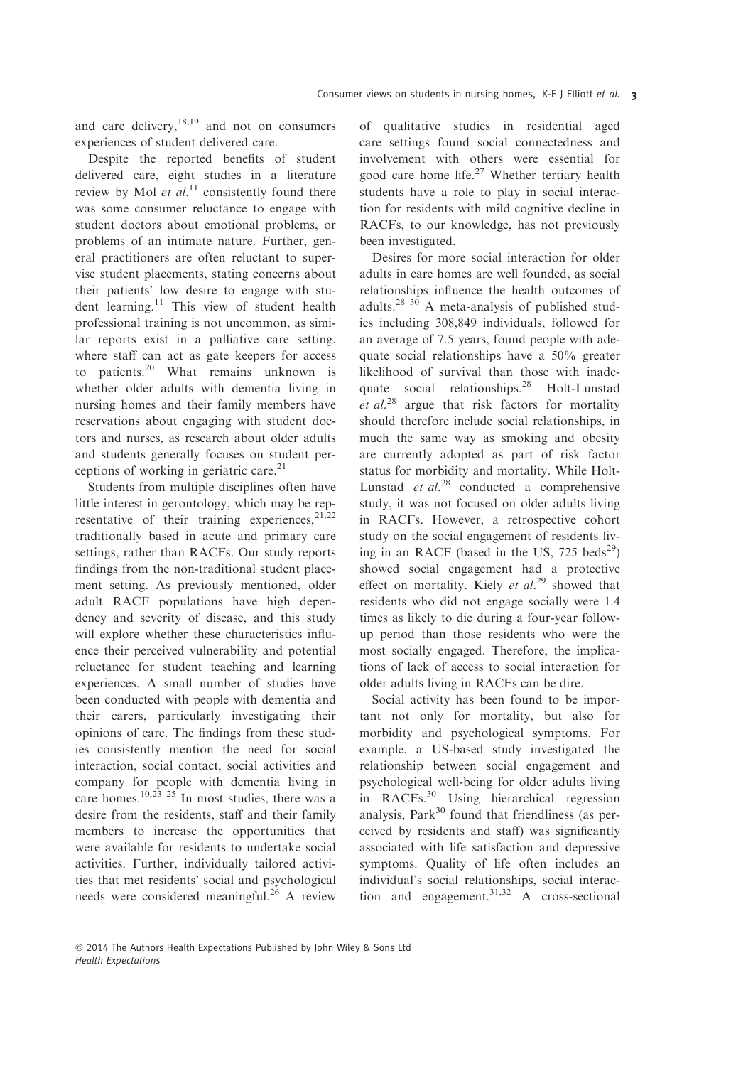and care delivery,[18,19] and not on consumers experiences of student delivered care.

Despite the reported benefits of student delivered care, eight studies in a literature review by Mol *et al.*[11] consistently found there was some consumer reluctance to engage with student doctors about emotional problems, or problems of an intimate nature. Further, general practitioners are often reluctant to supervise student placements, stating concerns about their patients' low desire to engage with student learning.[11] This view of student health professional training is not uncommon, as similar reports exist in a palliative care setting, where staff can act as gate keepers for access to patients.[20] What remains unknown is whether older adults with dementia living in nursing homes and their family members have reservations about engaging with student doctors and nurses, as research about older adults and students generally focuses on student perceptions of working in geriatric care.[21]

Students from multiple disciplines often have little interest in gerontology, which may be representative of their training experiences,[21,22] traditionally based in acute and primary care settings, rather than RACFs. Our study reports findings from the non-traditional student placement setting. As previously mentioned, older adult RACF populations have high dependency and severity of disease, and this study will explore whether these characteristics influence their perceived vulnerability and potential reluctance for student teaching and learning experiences. A small number of studies have been conducted with people with dementia and their carers, particularly investigating their opinions of care. The findings from these studies consistently mention the need for social interaction, social contact, social activities and company for people with dementia living in care homes.[10,23–25] In most studies, there was a desire from the residents, staff and their family members to increase the opportunities that were available for residents to undertake social activities. Further, individually tailored activities that met residents' social and psychological needs were considered meaningful.[26] A review of qualitative studies in residential aged care settings found social connectedness and involvement with others were essential for good care home life.[27] Whether tertiary health students have a role to play in social interaction for residents with mild cognitive decline in RACFs, to our knowledge, has not previously been investigated.

Desires for more social interaction for older adults in care homes are well founded, as social relationships influence the health outcomes of adults.[28–30] A meta-analysis of published studies including 308,849 individuals, followed for an average of 7.5 years, found people with adequate social relationships have a 50% greater likelihood of survival than those with inadequate social relationships.[28] Holt-Lunstad *et al.*[28] argue that risk factors for mortality should therefore include social relationships, in much the same way as smoking and obesity are currently adopted as part of risk factor status for morbidity and mortality. While Holt-Lunstad *et al.*[28] conducted a comprehensive study, it was not focused on older adults living in RACFs. However, a retrospective cohort study on the social engagement of residents living in an RACF (based in the US, 725 beds[29]) showed social engagement had a protective effect on mortality. Kiely *et al.*[29] showed that residents who did not engage socially were 1.4 times as likely to die during a four-year follow-up period than those residents who were the most socially engaged. Therefore, the implications of lack of access to social interaction for older adults living in RACFs can be dire.

Social activity has been found to be important not only for mortality, but also for morbidity and psychological symptoms. For example, a US-based study investigated the relationship between social engagement and psychological well-being for older adults living in RACFs.[30] Using hierarchical regression analysis, Park[30] found that friendliness (as perceived by residents and staff) was significantly associated with life satisfaction and depressive symptoms. Quality of life often includes an individual's social relationships, social interaction and engagement.[31,32] A cross-sectional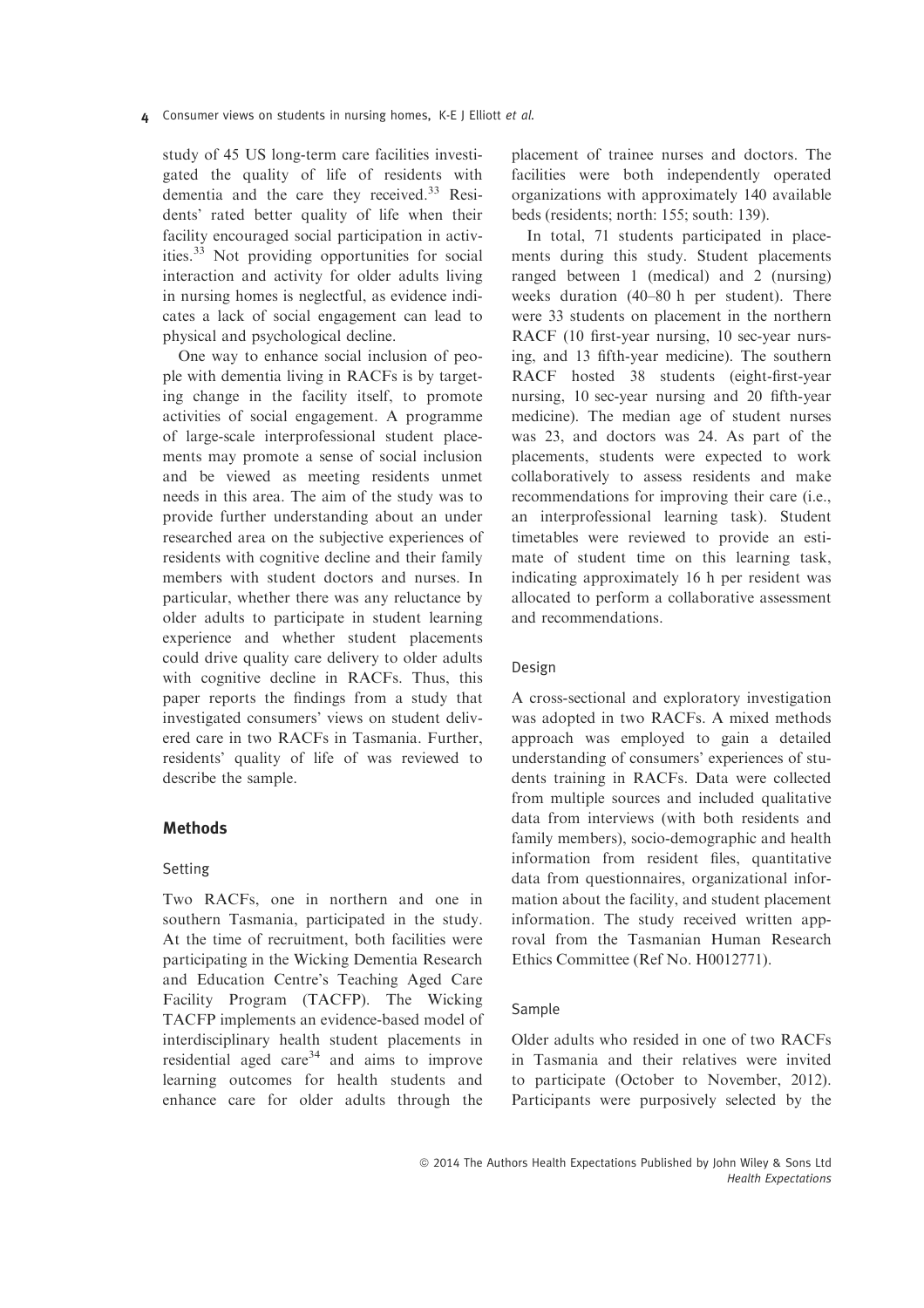study of 45 US long-term care facilities investigated the quality of life of residents with dementia and the care they received.[33] Residents' rated better quality of life when their facility encouraged social participation in activities.[33] Not providing opportunities for social interaction and activity for older adults living in nursing homes is neglectful, as evidence indicates a lack of social engagement can lead to physical and psychological decline.

One way to enhance social inclusion of people with dementia living in RACFs is by targeting change in the facility itself, to promote activities of social engagement. A programme of large-scale interprofessional student placements may promote a sense of social inclusion and be viewed as meeting residents unmet needs in this area. The aim of the study was to provide further understanding about an under researched area on the subjective experiences of residents with cognitive decline and their family members with student doctors and nurses. In particular, whether there was any reluctance by older adults to participate in student learning experience and whether student placements could drive quality care delivery to older adults with cognitive decline in RACFs. Thus, this paper reports the findings from a study that investigated consumers' views on student delivered care in two RACFs in Tasmania. Further, residents' quality of life of was reviewed to describe the sample.

## Methods

### Setting

Two RACFs, one in northern and one in southern Tasmania, participated in the study. At the time of recruitment, both facilities were participating in the Wicking Dementia Research and Education Centre's Teaching Aged Care Facility Program (TACFP). The Wicking TACFP implements an evidence-based model of interdisciplinary health student placements in residential aged care[34] and aims to improve learning outcomes for health students and enhance care for older adults through the placement of trainee nurses and doctors. The facilities were both independently operated organizations with approximately 140 available beds (residents; north: 155; south: 139).

In total, 71 students participated in placements during this study. Student placements ranged between 1 (medical) and 2 (nursing) weeks duration (40–80 h per student). There were 33 students on placement in the northern RACF (10 first-year nursing, 10 sec-year nursing, and 13 fifth-year medicine). The southern RACF hosted 38 students (eight-first-year nursing, 10 sec-year nursing and 20 fifth-year medicine). The median age of student nurses was 23, and doctors was 24. As part of the placements, students were expected to work collaboratively to assess residents and make recommendations for improving their care (i.e., an interprofessional learning task). Student timetables were reviewed to provide an estimate of student time on this learning task, indicating approximately 16 h per resident was allocated to perform a collaborative assessment and recommendations.

### Design

A cross-sectional and exploratory investigation was adopted in two RACFs. A mixed methods approach was employed to gain a detailed understanding of consumers' experiences of students training in RACFs. Data were collected from multiple sources and included qualitative data from interviews (with both residents and family members), socio-demographic and health information from resident files, quantitative data from questionnaires, organizational information about the facility, and student placement information. The study received written approval from the Tasmanian Human Research Ethics Committee (Ref No. H0012771).

### Sample

Older adults who resided in one of two RACFs in Tasmania and their relatives were invited to participate (October to November, 2012). Participants were purposively selected by the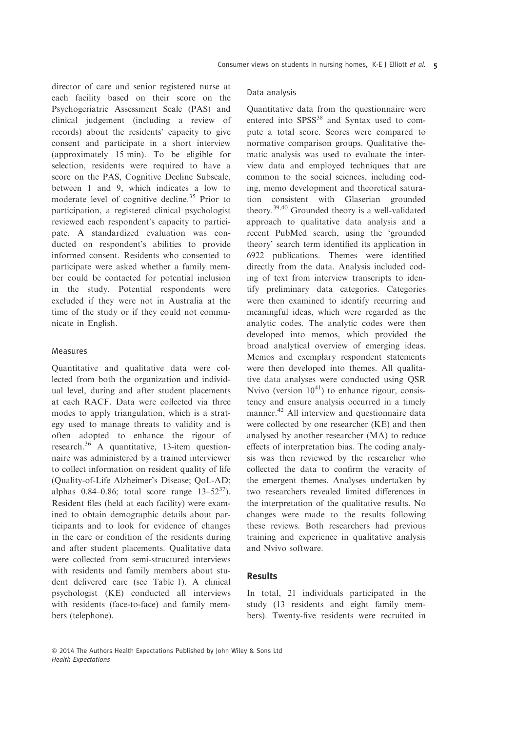director of care and senior registered nurse at each facility based on their score on the Psychogeriatric Assessment Scale (PAS) and clinical judgement (including a review of records) about the residents' capacity to give consent and participate in a short interview (approximately 15 min). To be eligible for selection, residents were required to have a score on the PAS, Cognitive Decline Subscale, between 1 and 9, which indicates a low to moderate level of cognitive decline.[35] Prior to participation, a registered clinical psychologist reviewed each respondent's capacity to participate. A standardized evaluation was conducted on respondent's abilities to provide informed consent. Residents who consented to participate were asked whether a family member could be contacted for potential inclusion in the study. Potential respondents were excluded if they were not in Australia at the time of the study or if they could not communicate in English.

### Measures

Quantitative and qualitative data were collected from both the organization and individual level, during and after student placements at each RACF. Data were collected via three modes to apply triangulation, which is a strategy used to manage threats to validity and is often adopted to enhance the rigour of research.[36] A quantitative, 13-item questionnaire was administered by a trained interviewer to collect information on resident quality of life (Quality-of-Life Alzheimer's Disease; QoL-AD; alphas 0.84–0.86; total score range 13–52[37]). Resident files (held at each facility) were examined to obtain demographic details about participants and to look for evidence of changes in the care or condition of the residents during and after student placements. Qualitative data were collected from semi-structured interviews with residents and family members about student delivered care (see Table 1). A clinical psychologist (KE) conducted all interviews with residents (face-to-face) and family members (telephone).

### Data analysis

Quantitative data from the questionnaire were entered into SPSS[38] and Syntax used to compute a total score. Scores were compared to normative comparison groups. Qualitative thematic analysis was used to evaluate the interview data and employed techniques that are common to the social sciences, including coding, memo development and theoretical saturation consistent with Glaserian grounded theory.[39,40] Grounded theory is a well-validated approach to qualitative data analysis and a recent PubMed search, using the 'grounded theory' search term identified its application in 6922 publications. Themes were identified directly from the data. Analysis included coding of text from interview transcripts to identify preliminary data categories. Categories were then examined to identify recurring and meaningful ideas, which were regarded as the analytic codes. The analytic codes were then developed into memos, which provided the broad analytical overview of emerging ideas. Memos and exemplary respondent statements were then developed into themes. All qualitative data analyses were conducted using QSR Nvivo (version 10[41]) to enhance rigour, consistency and ensure analysis occurred in a timely manner.[42] All interview and questionnaire data were collected by one researcher (KE) and then analysed by another researcher (MA) to reduce effects of interpretation bias. The coding analysis was then reviewed by the researcher who collected the data to confirm the veracity of the emergent themes. Analyses undertaken by two researchers revealed limited differences in the interpretation of the qualitative results. No changes were made to the results following these reviews. Both researchers had previous training and experience in qualitative analysis and Nvivo software.

## Results

In total, 21 individuals participated in the study (13 residents and eight family members). Twenty-five residents were recruited in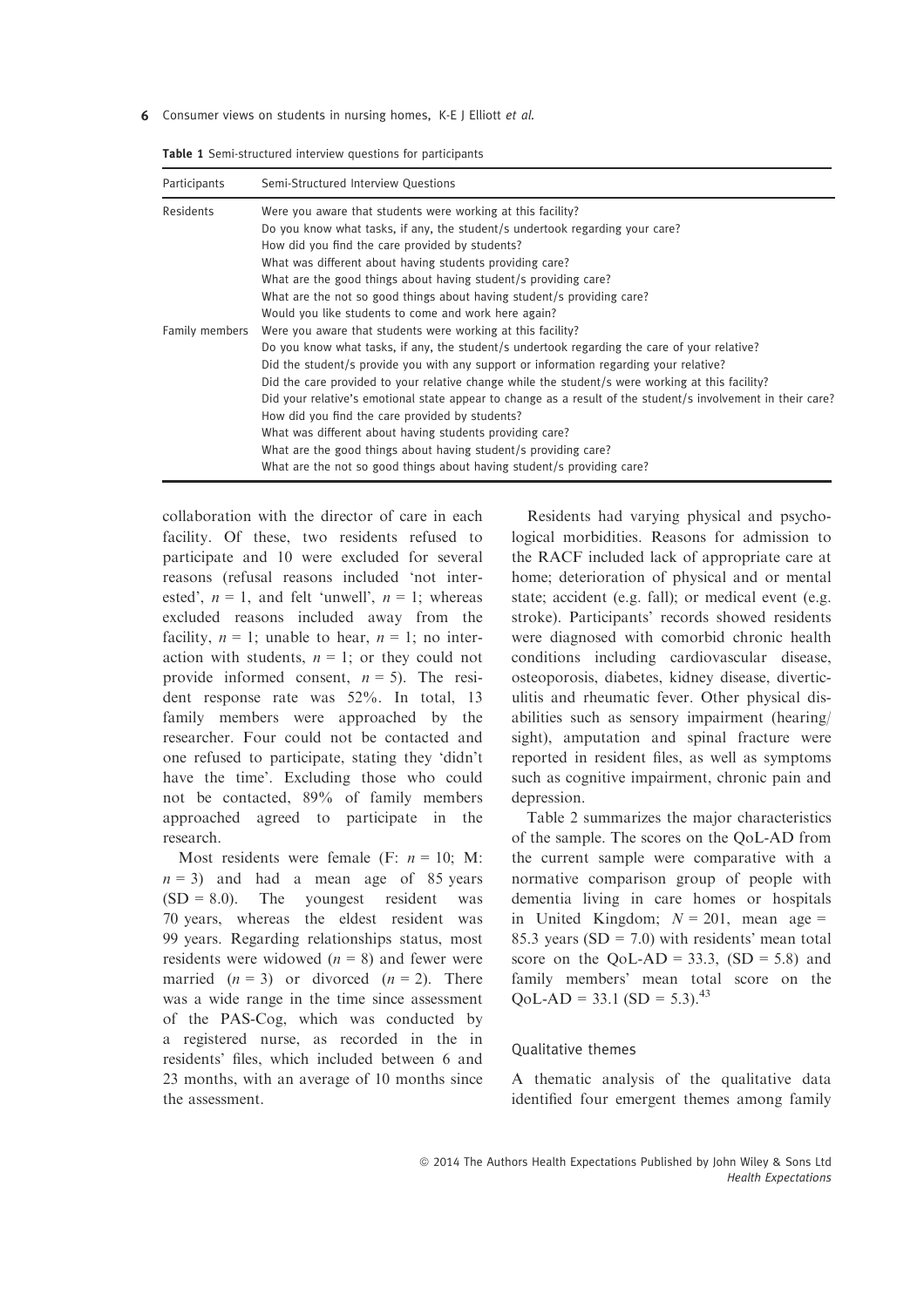**Table 1** Semi-structured interview questions for participants

| Participants | Semi-Structured Interview Questions |
| --- | --- |
| Residents | Were you aware that students were working at this facility? |
| | Do you know what tasks, if any, the student/s undertook regarding your care? |
| | How did you find the care provided by students? |
| | What was different about having students providing care? |
| | What are the good things about having student/s providing care? |
| | What are the not so good things about having student/s providing care? |
| | Would you like students to come and work here again? |
| Family members | Were you aware that students were working at this facility? |
| | Do you know what tasks, if any, the student/s undertook regarding the care of your relative? |
| | Did the student/s provide you with any support or information regarding your relative? |
| | Did the care provided to your relative change while the student/s were working at this facility? |
| | Did your relative's emotional state appear to change as a result of the student/s involvement in their care? |
| | How did you find the care provided by students? |
| | What was different about having students providing care? |
| | What are the good things about having student/s providing care? |
| | What are the not so good things about having student/s providing care? |

collaboration with the director of care in each facility. Of these, two residents refused to participate and 10 were excluded for several reasons (refusal reasons included 'not interested', $n = 1$, and felt 'unwell', $n = 1$; whereas excluded reasons included away from the facility, $n = 1$; unable to hear, $n = 1$; no interaction with students, $n = 1$; or they could not provide informed consent, $n = 5$). The resident response rate was 52%. In total, 13 family members were approached by the researcher. Four could not be contacted and one refused to participate, stating they 'didn't have the time'. Excluding those who could not be contacted, 89% of family members approached agreed to participate in the research.

Most residents were female (F: $n = 10$; M: $n = 3$) and had a mean age of 85 years ($SD = 8.0$). The youngest resident was 70 years, whereas the eldest resident was 99 years. Regarding relationships status, most residents were widowed ($n = 8$) and fewer were married ($n = 3$) or divorced ($n = 2$). There was a wide range in the time since assessment of the PAS-Cog, which was conducted by a registered nurse, as recorded in the in residents' files, which included between 6 and 23 months, with an average of 10 months since the assessment.

Residents had varying physical and psychological morbidities. Reasons for admission to the RACF included lack of appropriate care at home; deterioration of physical and or mental state; accident (e.g. fall); or medical event (e.g. stroke). Participants' records showed residents were diagnosed with comorbid chronic health conditions including cardiovascular disease, osteoporosis, diabetes, kidney disease, diverticulitis and rheumatic fever. Other physical disabilities such as sensory impairment (hearing/sight), amputation and spinal fracture were reported in resident files, as well as symptoms such as cognitive impairment, chronic pain and depression.

Table 2 summarizes the major characteristics of the sample. The scores on the QoL-AD from the current sample were comparative with a normative comparison group of people with dementia living in care homes or hospitals in United Kingdom; $N = 201$, mean age = 85.3 years ($SD = 7.0$) with residents' mean total score on the QoL-AD = 33.3, ($SD = 5.8$) and family members' mean total score on the QoL-AD = 33.1 ($SD = 5.3$).[43]

### Qualitative themes

A thematic analysis of the qualitative data identified four emergent themes among family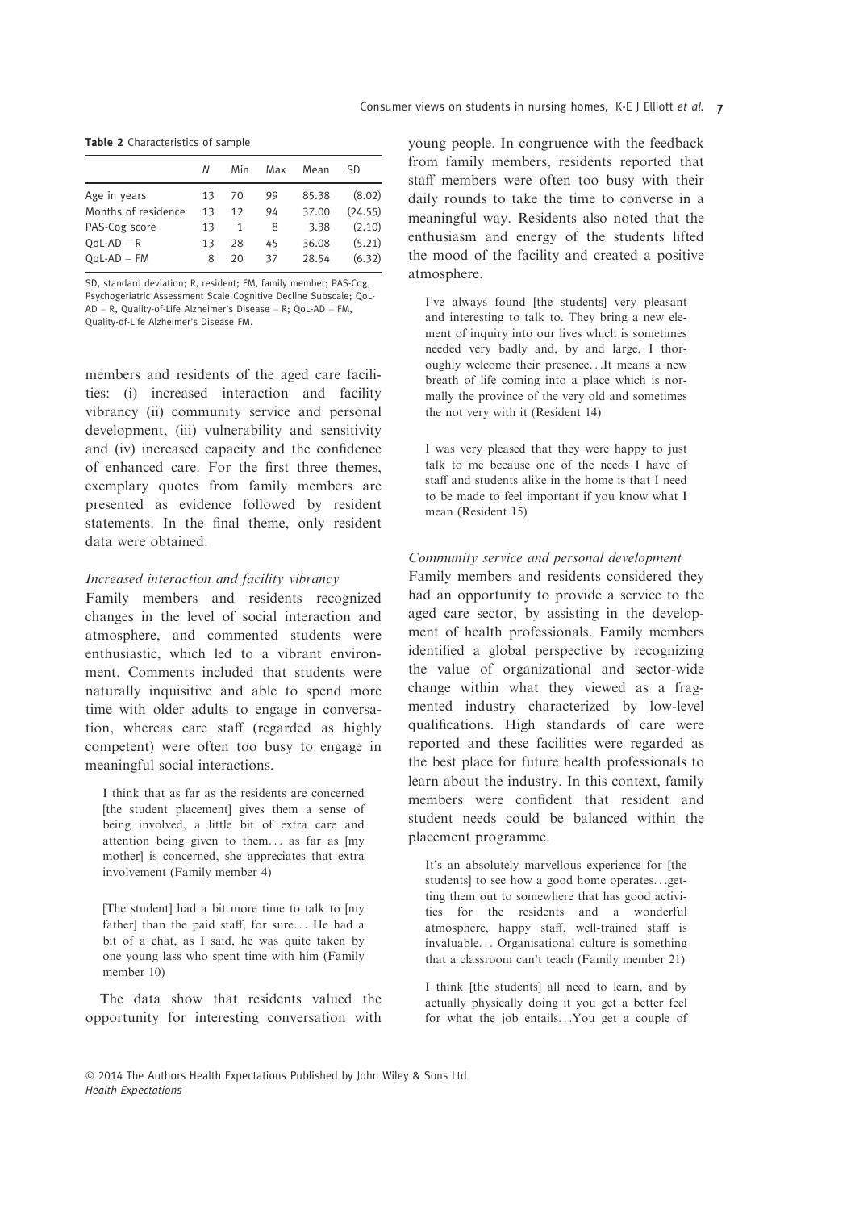**Table 2** Characteristics of sample

| | N | Min | Max | Mean | SD |
|---|---|---|---|---|---|
| Age in years | 13 | 70 | 99 | 85.38 | (8.02) |
| Months of residence | 13 | 12 | 94 | 37.00 | (24.55) |
| PAS-Cog score | 13 | 1 | 8 | 3.38 | (2.10) |
| QoL-AD – R | 13 | 28 | 45 | 36.08 | (5.21) |
| QoL-AD – FM | 8 | 20 | 37 | 28.54 | (6.32) |

SD, standard deviation; R, resident; FM, family member; PAS-Cog, Psychogeriatric Assessment Scale Cognitive Decline Subscale; QoL-AD – R, Quality-of-Life Alzheimer's Disease – R; QoL-AD – FM, Quality-of-Life Alzheimer's Disease FM.

members and residents of the aged care facilities: (i) increased interaction and facility vibrancy (ii) community service and personal development, (iii) vulnerability and sensitivity and (iv) increased capacity and the confidence of enhanced care. For the first three themes, exemplary quotes from family members are presented as evidence followed by resident statements. In the final theme, only resident data were obtained.

*Increased interaction and facility vibrancy*

Family members and residents recognized changes in the level of social interaction and atmosphere, and commented students were enthusiastic, which led to a vibrant environment. Comments included that students were naturally inquisitive and able to spend more time with older adults to engage in conversation, whereas care staff (regarded as highly competent) were often too busy to engage in meaningful social interactions.

> I think that as far as the residents are concerned [the student placement] gives them a sense of being involved, a little bit of extra care and attention being given to them… as far as [my mother] is concerned, she appreciates that extra involvement (Family member 4)

> [The student] had a bit more time to talk to [my father] than the paid staff, for sure… He had a bit of a chat, as I said, he was quite taken by one young lass who spent time with him (Family member 10)

The data show that residents valued the opportunity for interesting conversation with young people. In congruence with the feedback from family members, residents reported that staff members were often too busy with their daily rounds to take the time to converse in a meaningful way. Residents also noted that the enthusiasm and energy of the students lifted the mood of the facility and created a positive atmosphere.

> I've always found [the students] very pleasant and interesting to talk to. They bring a new element of inquiry into our lives which is sometimes needed very badly and, by and large, I thoroughly welcome their presence…It means a new breath of life coming into a place which is normally the province of the very old and sometimes the not very with it (Resident 14)

> I was very pleased that they were happy to just talk to me because one of the needs I have of staff and students alike in the home is that I need to be made to feel important if you know what I mean (Resident 15)

*Community service and personal development*

Family members and residents considered they had an opportunity to provide a service to the aged care sector, by assisting in the development of health professionals. Family members identified a global perspective by recognizing the value of organizational and sector-wide change within what they viewed as a fragmented industry characterized by low-level qualifications. High standards of care were reported and these facilities were regarded as the best place for future health professionals to learn about the industry. In this context, family members were confident that resident and student needs could be balanced within the placement programme.

> It's an absolutely marvellous experience for [the students] to see how a good home operates…getting them out to somewhere that has good activities for the residents and a wonderful atmosphere, happy staff, well-trained staff is invaluable… Organisational culture is something that a classroom can't teach (Family member 21)

> I think [the students] all need to learn, and by actually physically doing it you get a better feel for what the job entails…You get a couple of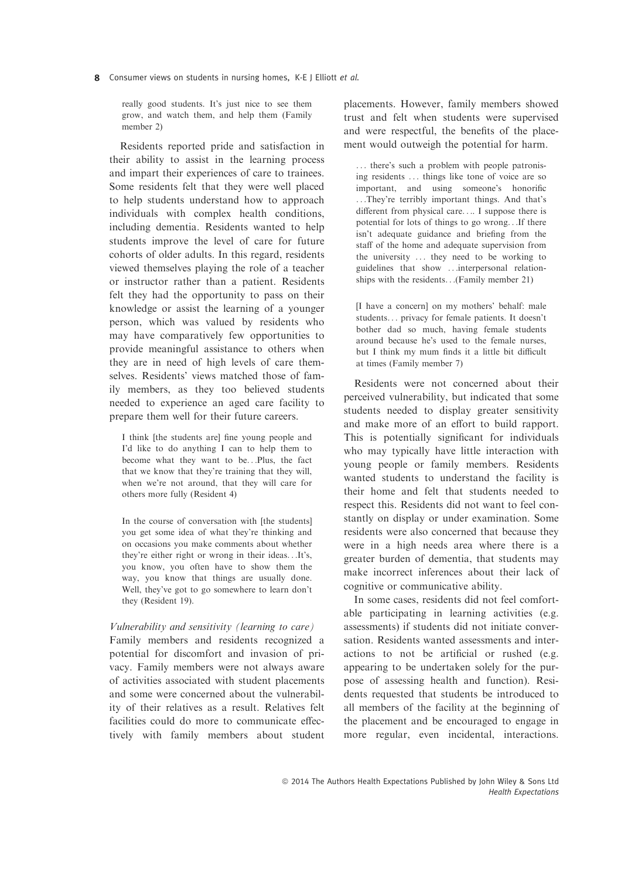really good students. It's just nice to see them grow, and watch them, and help them (Family member 2)

Residents reported pride and satisfaction in their ability to assist in the learning process and impart their experiences of care to trainees. Some residents felt that they were well placed to help students understand how to approach individuals with complex health conditions, including dementia. Residents wanted to help students improve the level of care for future cohorts of older adults. In this regard, residents viewed themselves playing the role of a teacher or instructor rather than a patient. Residents felt they had the opportunity to pass on their knowledge or assist the learning of a younger person, which was valued by residents who may have comparatively few opportunities to provide meaningful assistance to others when they are in need of high levels of care themselves. Residents' views matched those of family members, as they too believed students needed to experience an aged care facility to prepare them well for their future careers.

> I think [the students are] fine young people and I'd like to do anything I can to help them to become what they want to be…Plus, the fact that we know that they're training that they will, when we're not around, that they will care for others more fully (Resident 4)

> In the course of conversation with [the students] you get some idea of what they're thinking and on occasions you make comments about whether they're either right or wrong in their ideas…It's, you know, you often have to show them the way, you know that things are usually done. Well, they've got to go somewhere to learn don't they (Resident 19).

*Vulnerability and sensitivity (learning to care)*
Family members and residents recognized a potential for discomfort and invasion of privacy. Family members were not always aware of activities associated with student placements and some were concerned about the vulnerability of their relatives as a result. Relatives felt facilities could do more to communicate effectively with family members about student placements. However, family members showed trust and felt when students were supervised and were respectful, the benefits of the placement would outweigh the potential for harm.

> … there's such a problem with people patronising residents … things like tone of voice are so important, and using someone's honorific …They're terribly important things. And that's different from physical care…. I suppose there is potential for lots of things to go wrong…If there isn't adequate guidance and briefing from the staff of the home and adequate supervision from the university … they need to be working to guidelines that show …interpersonal relationships with the residents…(Family member 21)

> [I have a concern] on my mothers' behalf: male students… privacy for female patients. It doesn't bother dad so much, having female students around because he's used to the female nurses, but I think my mum finds it a little bit difficult at times (Family member 7)

Residents were not concerned about their perceived vulnerability, but indicated that some students needed to display greater sensitivity and make more of an effort to build rapport. This is potentially significant for individuals who may typically have little interaction with young people or family members. Residents wanted students to understand the facility is their home and felt that students needed to respect this. Residents did not want to feel constantly on display or under examination. Some residents were also concerned that because they were in a high needs area where there is a greater burden of dementia, that students may make incorrect inferences about their lack of cognitive or communicative ability.

In some cases, residents did not feel comfortable participating in learning activities (e.g. assessments) if students did not initiate conversation. Residents wanted assessments and interactions to not be artificial or rushed (e.g. appearing to be undertaken solely for the purpose of assessing health and function). Residents requested that students be introduced to all members of the facility at the beginning of the placement and be encouraged to engage in more regular, even incidental, interactions.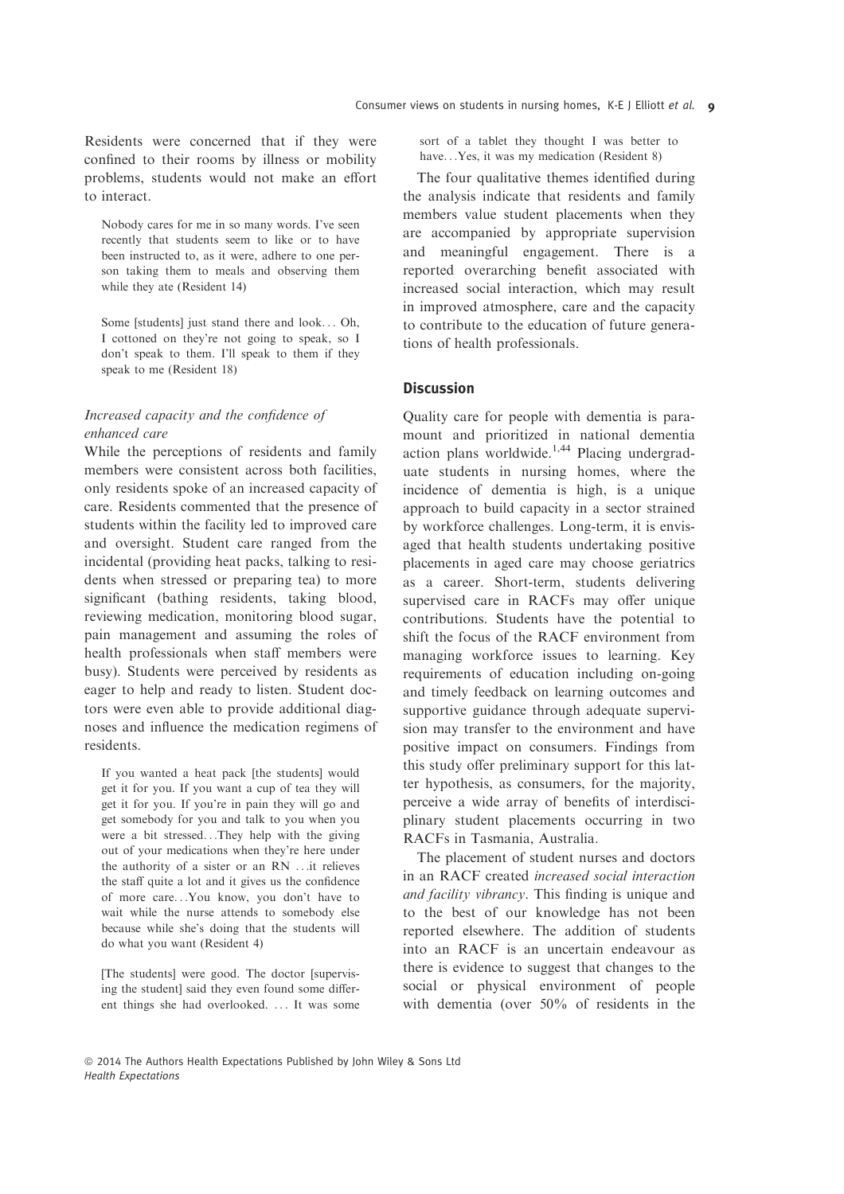Residents were concerned that if they were confined to their rooms by illness or mobility problems, students would not make an effort to interact.

> Nobody cares for me in so many words. I've seen recently that students seem to like or to have been instructed to, as it were, adhere to one person taking them to meals and observing them while they ate (Resident 14)

> Some [students] just stand there and look... Oh, I cottoned on they're not going to speak, so I don't speak to them. I'll speak to them if they speak to me (Resident 18)

### *Increased capacity and the confidence of enhanced care*

While the perceptions of residents and family members were consistent across both facilities, only residents spoke of an increased capacity of care. Residents commented that the presence of students within the facility led to improved care and oversight. Student care ranged from the incidental (providing heat packs, talking to residents when stressed or preparing tea) to more significant (bathing residents, taking blood, reviewing medication, monitoring blood sugar, pain management and assuming the roles of health professionals when staff members were busy). Students were perceived by residents as eager to help and ready to listen. Student doctors were even able to provide additional diagnoses and influence the medication regimens of residents.

> If you wanted a heat pack [the students] would get it for you. If you want a cup of tea they will get it for you. If you're in pain they will go and get somebody for you and talk to you when you were a bit stressed...They help with the giving out of your medications when they're here under the authority of a sister or an RN ...it relieves the staff quite a lot and it gives us the confidence of more care...You know, you don't have to wait while the nurse attends to somebody else because while she's doing that the students will do what you want (Resident 4)

> [The students] were good. The doctor [supervising the student] said they even found some different things she had overlooked. ... It was some sort of a tablet they thought I was better to have...Yes, it was my medication (Resident 8)

The four qualitative themes identified during the analysis indicate that residents and family members value student placements when they are accompanied by appropriate supervision and meaningful engagement. There is a reported overarching benefit associated with increased social interaction, which may result in improved atmosphere, care and the capacity to contribute to the education of future generations of health professionals.

## Discussion

Quality care for people with dementia is paramount and prioritized in national dementia action plans worldwide.[1,44] Placing undergraduate students in nursing homes, where the incidence of dementia is high, is a unique approach to build capacity in a sector strained by workforce challenges. Long-term, it is envisaged that health students undertaking positive placements in aged care may choose geriatrics as a career. Short-term, students delivering supervised care in RACFs may offer unique contributions. Students have the potential to shift the focus of the RACF environment from managing workforce issues to learning. Key requirements of education including on-going and timely feedback on learning outcomes and supportive guidance through adequate supervision may transfer to the environment and have positive impact on consumers. Findings from this study offer preliminary support for this latter hypothesis, as consumers, for the majority, perceive a wide array of benefits of interdisciplinary student placements occurring in two RACFs in Tasmania, Australia.

The placement of student nurses and doctors in an RACF created *increased social interaction and facility vibrancy*. This finding is unique and to the best of our knowledge has not been reported elsewhere. The addition of students into an RACF is an uncertain endeavour as there is evidence to suggest that changes to the social or physical environment of people with dementia (over 50% of residents in the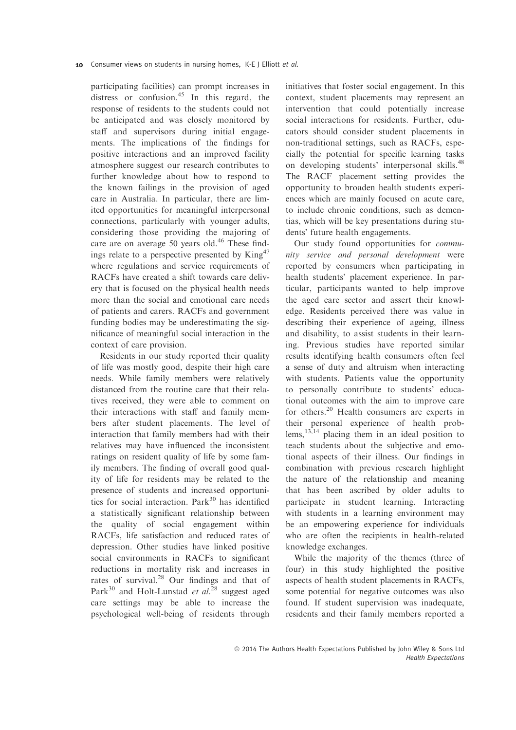participating facilities) can prompt increases in distress or confusion.[45] In this regard, the response of residents to the students could not be anticipated and was closely monitored by staff and supervisors during initial engagements. The implications of the findings for positive interactions and an improved facility atmosphere suggest our research contributes to further knowledge about how to respond to the known failings in the provision of aged care in Australia. In particular, there are limited opportunities for meaningful interpersonal connections, particularly with younger adults, considering those providing the majoring of care are on average 50 years old.[46] These findings relate to a perspective presented by King[47] where regulations and service requirements of RACFs have created a shift towards care delivery that is focused on the physical health needs more than the social and emotional care needs of patients and carers. RACFs and government funding bodies may be underestimating the significance of meaningful social interaction in the context of care provision.

Residents in our study reported their quality of life was mostly good, despite their high care needs. While family members were relatively distanced from the routine care that their relatives received, they were able to comment on their interactions with staff and family members after student placements. The level of interaction that family members had with their relatives may have influenced the inconsistent ratings on resident quality of life by some family members. The finding of overall good quality of life for residents may be related to the presence of students and increased opportunities for social interaction. Park[30] has identified a statistically significant relationship between the quality of social engagement within RACFs, life satisfaction and reduced rates of depression. Other studies have linked positive social environments in RACFs to significant reductions in mortality risk and increases in rates of survival.[28] Our findings and that of Park[30] and Holt-Lunstad *et al.*[28] suggest aged care settings may be able to increase the psychological well-being of residents through initiatives that foster social engagement. In this context, student placements may represent an intervention that could potentially increase social interactions for residents. Further, educators should consider student placements in non-traditional settings, such as RACFs, especially the potential for specific learning tasks on developing students' interpersonal skills.[48] The RACF placement setting provides the opportunity to broaden health students experiences which are mainly focused on acute care, to include chronic conditions, such as dementias, which will be key presentations during students' future health engagements.

Our study found opportunities for *community service and personal development* were reported by consumers when participating in health students' placement experience. In particular, participants wanted to help improve the aged care sector and assert their knowledge. Residents perceived there was value in describing their experience of ageing, illness and disability, to assist students in their learning. Previous studies have reported similar results identifying health consumers often feel a sense of duty and altruism when interacting with students. Patients value the opportunity to personally contribute to students' educational outcomes with the aim to improve care for others.[20] Health consumers are experts in their personal experience of health problems,[13,14] placing them in an ideal position to teach students about the subjective and emotional aspects of their illness. Our findings in combination with previous research highlight the nature of the relationship and meaning that has been ascribed by older adults to participate in student learning. Interacting with students in a learning environment may be an empowering experience for individuals who are often the recipients in health-related knowledge exchanges.

While the majority of the themes (three of four) in this study highlighted the positive aspects of health student placements in RACFs, some potential for negative outcomes was also found. If student supervision was inadequate, residents and their family members reported a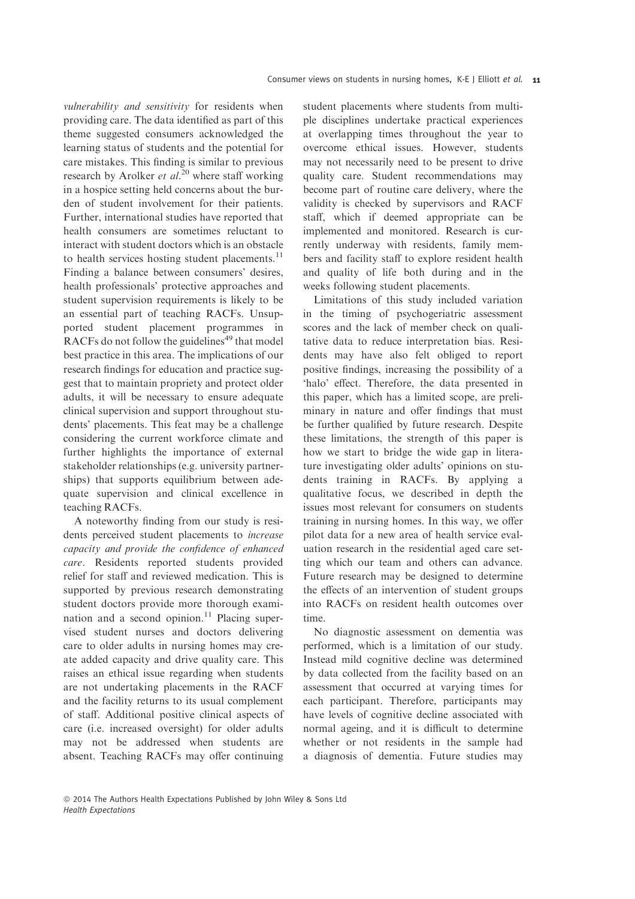*vulnerability and sensitivity* for residents when providing care. The data identified as part of this theme suggested consumers acknowledged the learning status of students and the potential for care mistakes. This finding is similar to previous research by Arolker *et al*.[20] where staff working in a hospice setting held concerns about the burden of student involvement for their patients. Further, international studies have reported that health consumers are sometimes reluctant to interact with student doctors which is an obstacle to health services hosting student placements.[11] Finding a balance between consumers' desires, health professionals' protective approaches and student supervision requirements is likely to be an essential part of teaching RACFs. Unsupported student placement programmes in RACFs do not follow the guidelines[49] that model best practice in this area. The implications of our research findings for education and practice suggest that to maintain propriety and protect older adults, it will be necessary to ensure adequate clinical supervision and support throughout students' placements. This feat may be a challenge considering the current workforce climate and further highlights the importance of external stakeholder relationships (e.g. university partnerships) that supports equilibrium between adequate supervision and clinical excellence in teaching RACFs.

A noteworthy finding from our study is residents perceived student placements to *increase capacity and provide the confidence of enhanced care*. Residents reported students provided relief for staff and reviewed medication. This is supported by previous research demonstrating student doctors provide more thorough examination and a second opinion.[11] Placing supervised student nurses and doctors delivering care to older adults in nursing homes may create added capacity and drive quality care. This raises an ethical issue regarding when students are not undertaking placements in the RACF and the facility returns to its usual complement of staff. Additional positive clinical aspects of care (i.e. increased oversight) for older adults may not be addressed when students are absent. Teaching RACFs may offer continuing student placements where students from multiple disciplines undertake practical experiences at overlapping times throughout the year to overcome ethical issues. However, students may not necessarily need to be present to drive quality care. Student recommendations may become part of routine care delivery, where the validity is checked by supervisors and RACF staff, which if deemed appropriate can be implemented and monitored. Research is currently underway with residents, family members and facility staff to explore resident health and quality of life both during and in the weeks following student placements.

Limitations of this study included variation in the timing of psychogeriatric assessment scores and the lack of member check on qualitative data to reduce interpretation bias. Residents may have also felt obliged to report positive findings, increasing the possibility of a 'halo' effect. Therefore, the data presented in this paper, which has a limited scope, are preliminary in nature and offer findings that must be further qualified by future research. Despite these limitations, the strength of this paper is how we start to bridge the wide gap in literature investigating older adults' opinions on students training in RACFs. By applying a qualitative focus, we described in depth the issues most relevant for consumers on students training in nursing homes. In this way, we offer pilot data for a new area of health service evaluation research in the residential aged care setting which our team and others can advance. Future research may be designed to determine the effects of an intervention of student groups into RACFs on resident health outcomes over time.

No diagnostic assessment on dementia was performed, which is a limitation of our study. Instead mild cognitive decline was determined by data collected from the facility based on an assessment that occurred at varying times for each participant. Therefore, participants may have levels of cognitive decline associated with normal ageing, and it is difficult to determine whether or not residents in the sample had a diagnosis of dementia. Future studies may

© 2014 The Authors Health Expectations Published by John Wiley & Sons Ltd
*Health Expectations*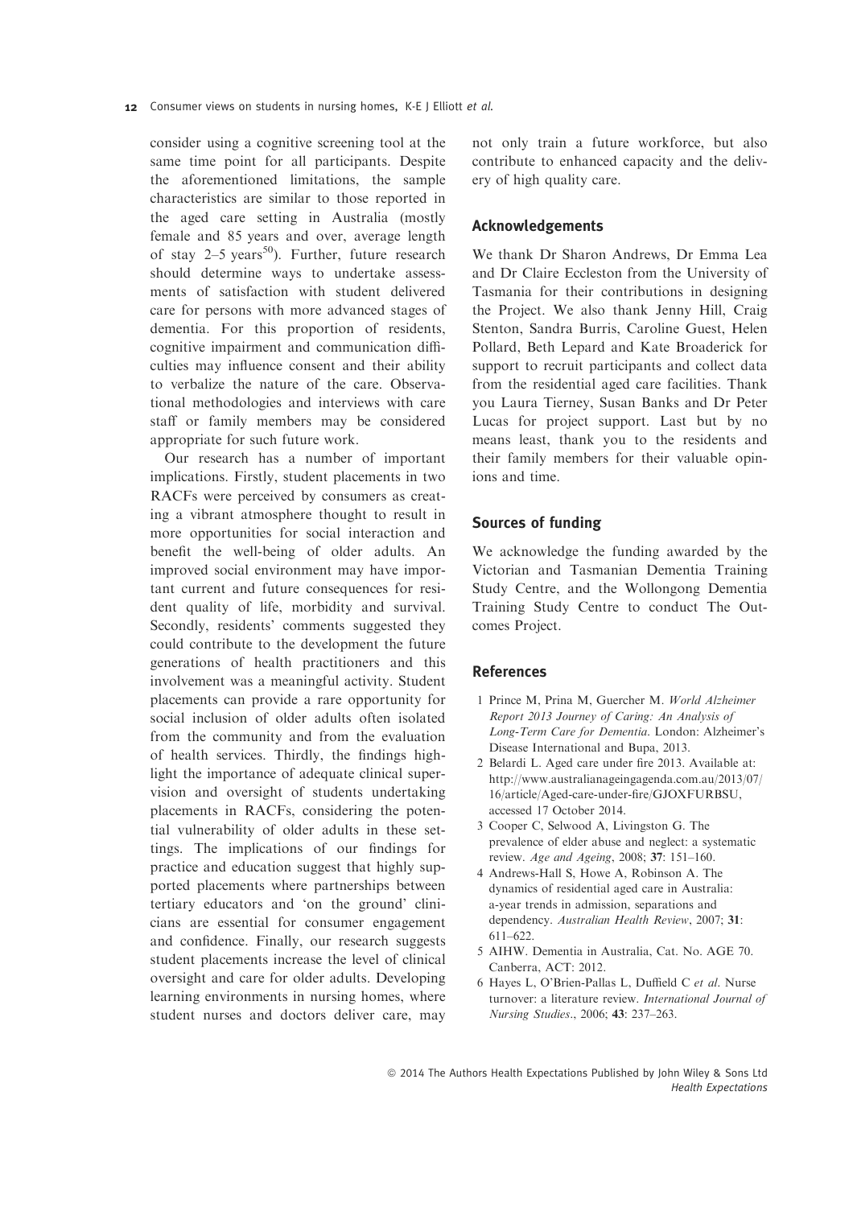consider using a cognitive screening tool at the same time point for all participants. Despite the aforementioned limitations, the sample characteristics are similar to those reported in the aged care setting in Australia (mostly female and 85 years and over, average length of stay 2–5 years[50]). Further, future research should determine ways to undertake assessments of satisfaction with student delivered care for persons with more advanced stages of dementia. For this proportion of residents, cognitive impairment and communication difficulties may influence consent and their ability to verbalize the nature of the care. Observational methodologies and interviews with care staff or family members may be considered appropriate for such future work.

Our research has a number of important implications. Firstly, student placements in two RACFs were perceived by consumers as creating a vibrant atmosphere thought to result in more opportunities for social interaction and benefit the well-being of older adults. An improved social environment may have important current and future consequences for resident quality of life, morbidity and survival. Secondly, residents' comments suggested they could contribute to the development the future generations of health practitioners and this involvement was a meaningful activity. Student placements can provide a rare opportunity for social inclusion of older adults often isolated from the community and from the evaluation of health services. Thirdly, the findings highlight the importance of adequate clinical supervision and oversight of students undertaking placements in RACFs, considering the potential vulnerability of older adults in these settings. The implications of our findings for practice and education suggest that highly supported placements where partnerships between tertiary educators and 'on the ground' clinicians are essential for consumer engagement and confidence. Finally, our research suggests student placements increase the level of clinical oversight and care for older adults. Developing learning environments in nursing homes, where student nurses and doctors deliver care, may not only train a future workforce, but also contribute to enhanced capacity and the delivery of high quality care.

## Acknowledgements

We thank Dr Sharon Andrews, Dr Emma Lea and Dr Claire Eccleston from the University of Tasmania for their contributions in designing the Project. We also thank Jenny Hill, Craig Stenton, Sandra Burris, Caroline Guest, Helen Pollard, Beth Lepard and Kate Broaderick for support to recruit participants and collect data from the residential aged care facilities. Thank you Laura Tierney, Susan Banks and Dr Peter Lucas for project support. Last but by no means least, thank you to the residents and their family members for their valuable opinions and time.

## Sources of funding

We acknowledge the funding awarded by the Victorian and Tasmanian Dementia Training Study Centre, and the Wollongong Dementia Training Study Centre to conduct The Outcomes Project.

## References

1 Prince M, Prina M, Guercher M. *World Alzheimer Report 2013 Journey of Caring: An Analysis of Long-Term Care for Dementia*. London: Alzheimer's Disease International and Bupa, 2013.

2 Belardi L. Aged care under fire 2013. Available at: http://www.australianageingagenda.com.au/2013/07/16/article/Aged-care-under-fire/GJOXFURBSU, accessed 17 October 2014.

3 Cooper C, Selwood A, Livingston G. The prevalence of elder abuse and neglect: a systematic review. *Age and Ageing*, 2008; **37**: 151–160.

4 Andrews-Hall S, Howe A, Robinson A. The dynamics of residential aged care in Australia: a-year trends in admission, separations and dependency. *Australian Health Review*, 2007; **31**: 611–622.

5 AIHW. Dementia in Australia, Cat. No. AGE 70. Canberra, ACT: 2012.

6 Hayes L, O'Brien-Pallas L, Duffield C *et al*. Nurse turnover: a literature review. *International Journal of Nursing Studies*., 2006; **43**: 237–263.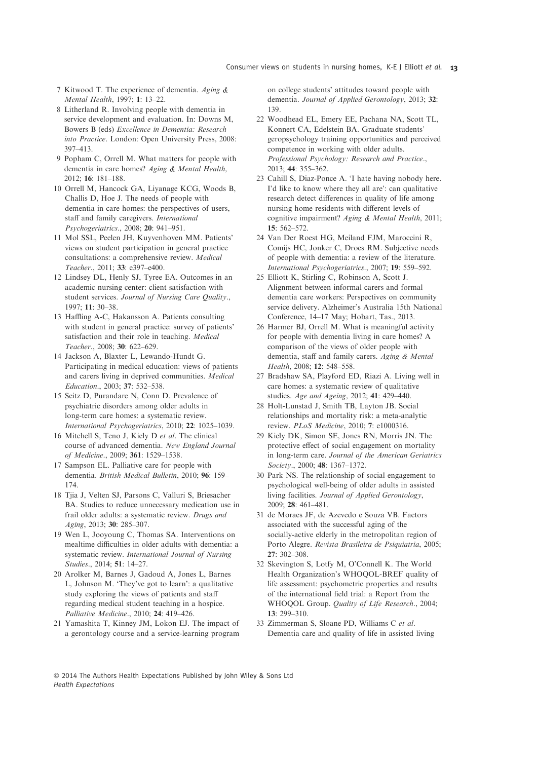7 Kitwood T. The experience of dementia. *Aging & Mental Health*, 1997; **1**: 13–22.

8 Litherland R. Involving people with dementia in service development and evaluation. In: Downs M, Bowers B (eds) *Excellence in Dementia: Research into Practice*. London: Open University Press, 2008: 397–413.

9 Popham C, Orrell M. What matters for people with dementia in care homes? *Aging & Mental Health*, 2012; **16**: 181–188.

10 Orrell M, Hancock GA, Liyanage KCG, Woods B, Challis D, Hoe J. The needs of people with dementia in care homes: the perspectives of users, staff and family caregivers. *International Psychogeriatrics*., 2008; **20**: 941–951.

11 Mol SSL, Peelen JH, Kuyvenhoven MM. Patients' views on student participation in general practice consultations: a comprehensive review. *Medical Teacher*., 2011; **33**: e397–e400.

12 Lindsey DL, Henly SJ, Tyree EA. Outcomes in an academic nursing center: client satisfaction with student services. *Journal of Nursing Care Quality*., 1997; **11**: 30–38.

13 Haffling A-C, Hakansson A. Patients consulting with student in general practice: survey of patients' satisfaction and their role in teaching. *Medical Teacher*., 2008; **30**: 622–629.

14 Jackson A, Blaxter L, Lewando-Hundt G. Participating in medical education: views of patients and carers living in deprived communities. *Medical Education*., 2003; **37**: 532–538.

15 Seitz D, Purandare N, Conn D. Prevalence of psychiatric disorders among older adults in long-term care homes: a systematic review. *International Psychogeriatrics*, 2010; **22**: 1025–1039.

16 Mitchell S, Teno J, Kiely D *et al*. The clinical course of advanced dementia. *New England Journal of Medicine*., 2009; **361**: 1529–1538.

17 Sampson EL. Palliative care for people with dementia. *British Medical Bulletin*, 2010; **96**: 159–174.

18 Tjia J, Velten SJ, Parsons C, Valluri S, Briesacher BA. Studies to reduce unnecessary medication use in frail older adults: a systematic review. *Drugs and Aging*, 2013; **30**: 285–307.

19 Wen L, Jooyoung C, Thomas SA. Interventions on mealtime difficulties in older adults with dementia: a systematic review. *International Journal of Nursing Studies*., 2014; **51**: 14–27.

20 Arolker M, Barnes J, Gadoud A, Jones L, Barnes L, Johnson M. 'They've got to learn': a qualitative study exploring the views of patients and staff regarding medical student teaching in a hospice. *Palliative Medicine*., 2010; **24**: 419–426.

21 Yamashita T, Kinney JM, Lokon EJ. The impact of a gerontology course and a service-learning program on college students' attitudes toward people with dementia. *Journal of Applied Gerontology*, 2013; **32**: 139.

22 Woodhead EL, Emery EE, Pachana NA, Scott TL, Konnert CA, Edelstein BA. Graduate students' geropsychology training opportunities and perceived competence in working with older adults. *Professional Psychology: Research and Practice*., 2013; **44**: 355–362.

23 Cahill S, Diaz-Ponce A. 'I hate having nobody here. I'd like to know where they all are': can qualitative research detect differences in quality of life among nursing home residents with different levels of cognitive impairment? *Aging & Mental Health*, 2011; **15**: 562–572.

24 Van Der Roest HG, Meiland FJM, Maroccini R, Comijs HC, Jonker C, Droes RM. Subjective needs of people with dementia: a review of the literature. *International Psychogeriatrics*., 2007; **19**: 559–592.

25 Elliott K, Stirling C, Robinson A, Scott J. Alignment between informal carers and formal dementia care workers: Perspectives on community service delivery. Alzheimer's Australia 15th National Conference, 14–17 May; Hobart, Tas., 2013.

26 Harmer BJ, Orrell M. What is meaningful activity for people with dementia living in care homes? A comparison of the views of older people with dementia, staff and family carers. *Aging & Mental Health*, 2008; **12**: 548–558.

27 Bradshaw SA, Playford ED, Riazi A. Living well in care homes: a systematic review of qualitative studies. *Age and Ageing*, 2012; **41**: 429–440.

28 Holt-Lunstad J, Smith TB, Layton JB. Social relationships and mortality risk: a meta-analytic review. *PLoS Medicine*, 2010; **7**: e1000316.

29 Kiely DK, Simon SE, Jones RN, Morris JN. The protective effect of social engagement on mortality in long-term care. *Journal of the American Geriatrics Society*., 2000; **48**: 1367–1372.

30 Park NS. The relationship of social engagement to psychological well-being of older adults in assisted living facilities. *Journal of Applied Gerontology*, 2009; **28**: 461–481.

31 de Moraes JF, de Azevedo e Souza VB. Factors associated with the successful aging of the socially-active elderly in the metropolitan region of Porto Alegre. *Revista Brasileira de Psiquiatria*, 2005; **27**: 302–308.

32 Skevington S, Lotfy M, O'Connell K. The World Health Organization's WHOQOL-BREF quality of life assessment: psychometric properties and results of the international field trial: a Report from the WHOQOL Group. *Quality of Life Research*., 2004; **13**: 299–310.

33 Zimmerman S, Sloane PD, Williams C *et al*. Dementia care and quality of life in assisted living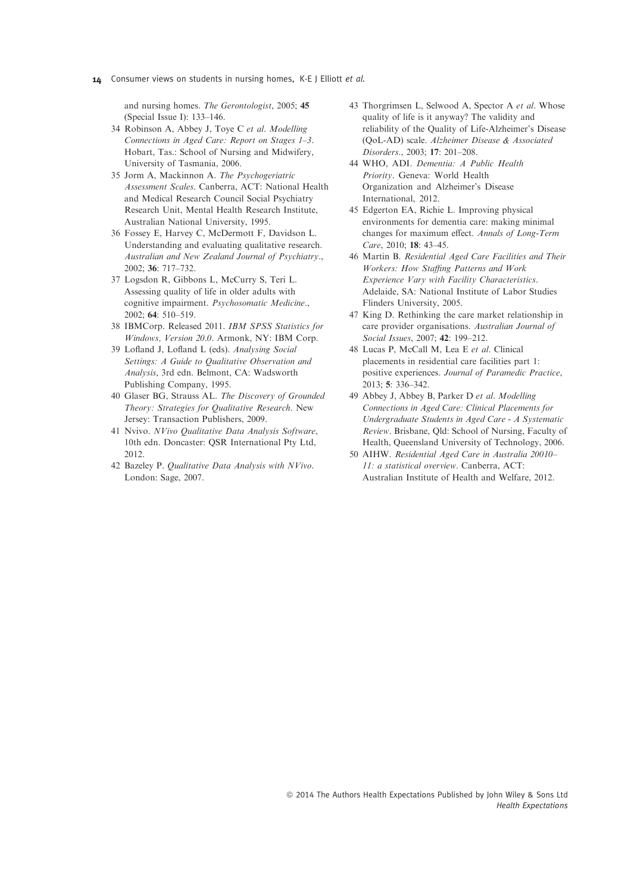and nursing homes. *The Gerontologist*, 2005; **45** (Special Issue I): 133–146.

34 Robinson A, Abbey J, Toye C *et al*. *Modelling Connections in Aged Care: Report on Stages 1–3*. Hobart, Tas.: School of Nursing and Midwifery, University of Tasmania, 2006.

35 Jorm A, Mackinnon A. *The Psychogeriatric Assessment Scales*. Canberra, ACT: National Health and Medical Research Council Social Psychiatry Research Unit, Mental Health Research Institute, Australian National University, 1995.

36 Fossey E, Harvey C, McDermott F, Davidson L. Understanding and evaluating qualitative research. *Australian and New Zealand Journal of Psychiatry*., 2002; **36**: 717–732.

37 Logsdon R, Gibbons L, McCurry S, Teri L. Assessing quality of life in older adults with cognitive impairment. *Psychosomatic Medicine*., 2002; **64**: 510–519.

38 IBMCorp. Released 2011. *IBM SPSS Statistics for Windows, Version 20.0*. Armonk, NY: IBM Corp.

39 Lofland J, Lofland L (eds). *Analysing Social Settings: A Guide to Qualitative Observation and Analysis*, 3rd edn. Belmont, CA: Wadsworth Publishing Company, 1995.

40 Glaser BG, Strauss AL. *The Discovery of Grounded Theory: Strategies for Qualitative Research*. New Jersey: Transaction Publishers, 2009.

41 Nvivo. *NVivo Qualitative Data Analysis Software*, 10th edn. Doncaster: QSR International Pty Ltd, 2012.

42 Bazeley P. *Qualitative Data Analysis with NVivo*. London: Sage, 2007.

43 Thorgrimsen L, Selwood A, Spector A *et al*. Whose quality of life is it anyway? The validity and reliability of the Quality of Life-Alzheimer's Disease (QoL-AD) scale. *Alzheimer Disease & Associated Disorders*., 2003; **17**: 201–208.

44 WHO, ADI. *Dementia: A Public Health Priority*. Geneva: World Health Organization and Alzheimer's Disease International, 2012.

45 Edgerton EA, Richie L. Improving physical environments for dementia care: making minimal changes for maximum effect. *Annals of Long-Term Care*, 2010; **18**: 43–45.

46 Martin B. *Residential Aged Care Facilities and Their Workers: How Staffing Patterns and Work Experience Vary with Facility Characteristics*. Adelaide, SA: National Institute of Labor Studies Flinders University, 2005.

47 King D. Rethinking the care market relationship in care provider organisations. *Australian Journal of Social Issues*, 2007; **42**: 199–212.

48 Lucas P, McCall M, Lea E *et al*. Clinical placements in residential care facilities part 1: positive experiences. *Journal of Paramedic Practice*, 2013; **5**: 336–342.

49 Abbey J, Abbey B, Parker D *et al*. *Modelling Connections in Aged Care: Clinical Placements for Undergraduate Students in Aged Care - A Systematic Review*. Brisbane, Qld: School of Nursing, Faculty of Health, Queensland University of Technology, 2006.

50 AIHW. *Residential Aged Care in Australia 20010–11: a statistical overview*. Canberra, ACT: Australian Institute of Health and Welfare, 2012.